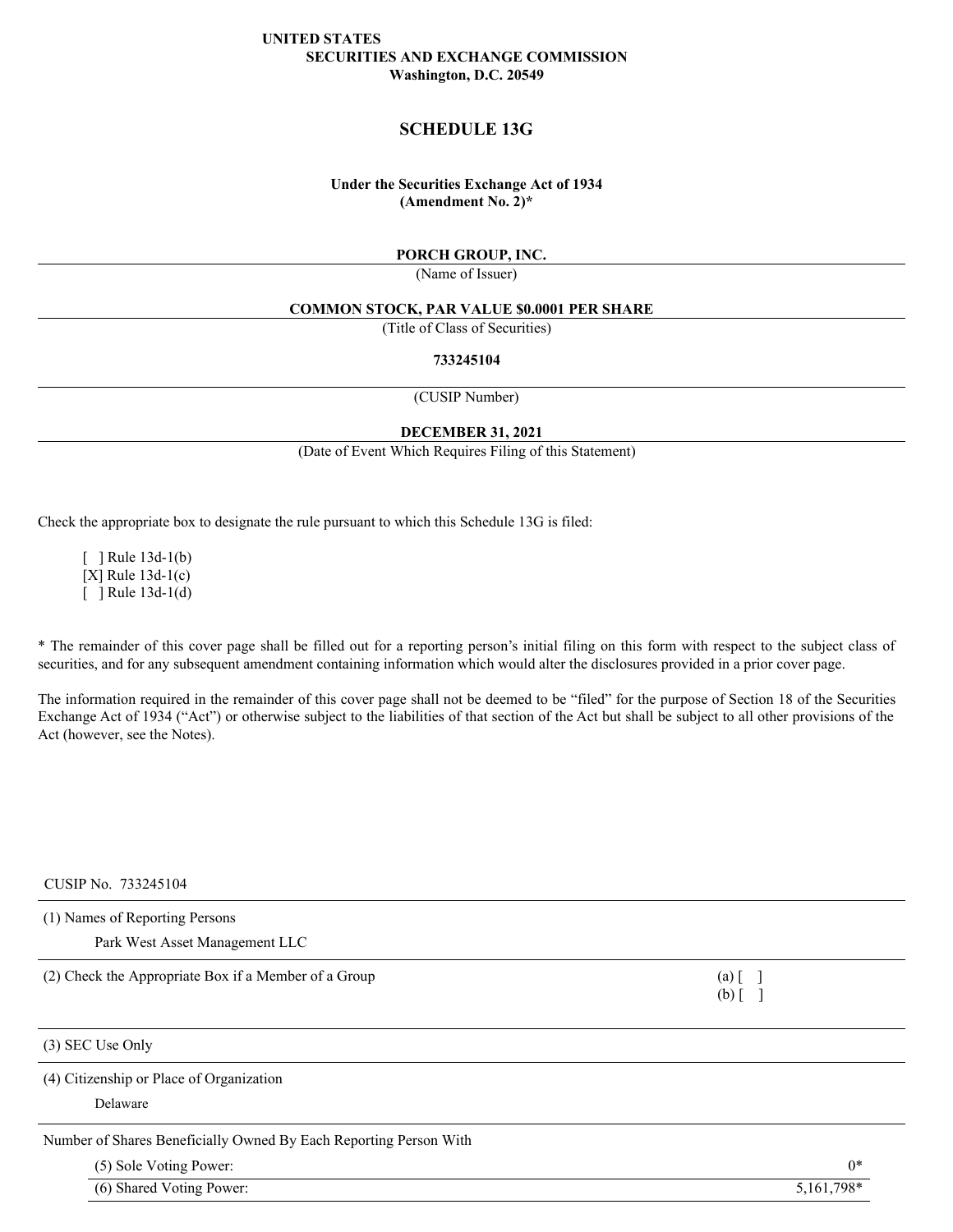UNITED STATES
SECURITIES AND EXCHANGE COMMISSION
Washington, D.C. 20549

# SCHEDULE 13G

**Under the Securities Exchange Act of 1934**
**(Amendment No. 2)***

**PORCH GROUP, INC.**

(Name of Issuer)

**COMMON STOCK, PAR VALUE $0.0001 PER SHARE**

(Title of Class of Securities)

**733245104**

(CUSIP Number)

**DECEMBER 31, 2021**

(Date of Event Which Requires Filing of this Statement)

Check the appropriate box to designate the rule pursuant to which this Schedule 13G is filed:

[ ] Rule 13d-1(b)
[X] Rule 13d-1(c)
[ ] Rule 13d-1(d)

* The remainder of this cover page shall be filled out for a reporting person's initial filing on this form with respect to the subject class of securities, and for any subsequent amendment containing information which would alter the disclosures provided in a prior cover page.

The information required in the remainder of this cover page shall not be deemed to be "filed" for the purpose of Section 18 of the Securities Exchange Act of 1934 ("Act") or otherwise subject to the liabilities of that section of the Act but shall be subject to all other provisions of the Act (however, see the Notes).

CUSIP No. 733245104

(1) Names of Reporting Persons

Park West Asset Management LLC

(2) Check the Appropriate Box if a Member of a Group (a) [ ] (b) [ ]

(3) SEC Use Only

(4) Citizenship or Place of Organization

Delaware

Number of Shares Beneficially Owned By Each Reporting Person With

| | |
|---|---|
| (5) Sole Voting Power: | 0* |
| (6) Shared Voting Power: | 5,161,798* |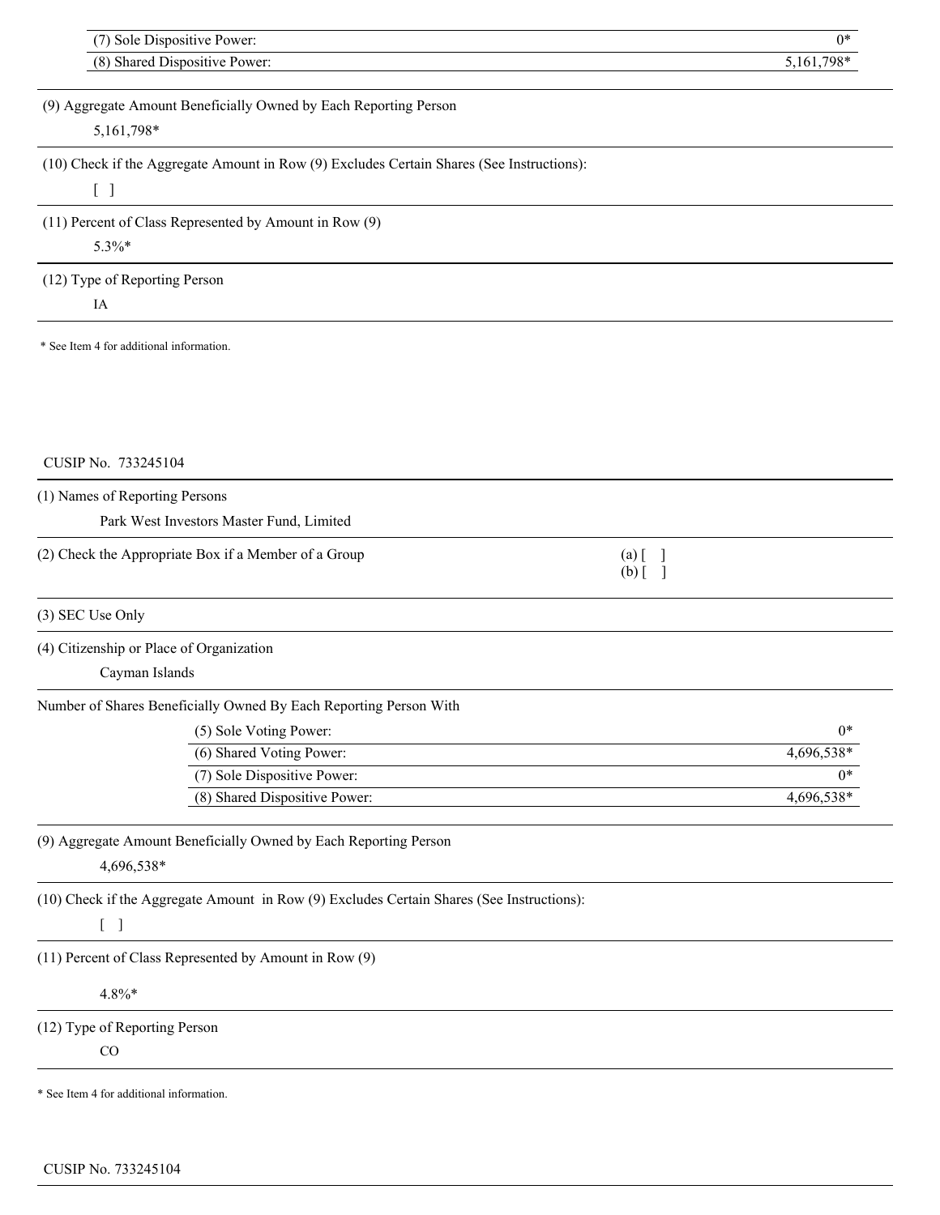| (7) Sole Dispositive Power: | 0* |
| --- | --- |
| (8) Shared Dispositive Power: | 5,161,798* |

(9) Aggregate Amount Beneficially Owned by Each Reporting Person

5,161,798*

(10) Check if the Aggregate Amount in Row (9) Excludes Certain Shares (See Instructions):

[ ]

(11) Percent of Class Represented by Amount in Row (9)

5.3%*

(12) Type of Reporting Person

IA

\* See Item 4 for additional information.

CUSIP No. 733245104

(1) Names of Reporting Persons

Park West Investors Master Fund, Limited

(2) Check the Appropriate Box if a Member of a Group

(a) [ ]
(b) [ ]

(3) SEC Use Only

(4) Citizenship or Place of Organization

Cayman Islands

Number of Shares Beneficially Owned By Each Reporting Person With

| (5) Sole Voting Power: | 0* |
| --- | --- |
| (6) Shared Voting Power: | 4,696,538* |
| (7) Sole Dispositive Power: | 0* |
| (8) Shared Dispositive Power: | 4,696,538* |

(9) Aggregate Amount Beneficially Owned by Each Reporting Person

4,696,538*

(10) Check if the Aggregate Amount in Row (9) Excludes Certain Shares (See Instructions):

[ ]

(11) Percent of Class Represented by Amount in Row (9)

4.8%*

(12) Type of Reporting Person

CO

\* See Item 4 for additional information.

CUSIP No. 733245104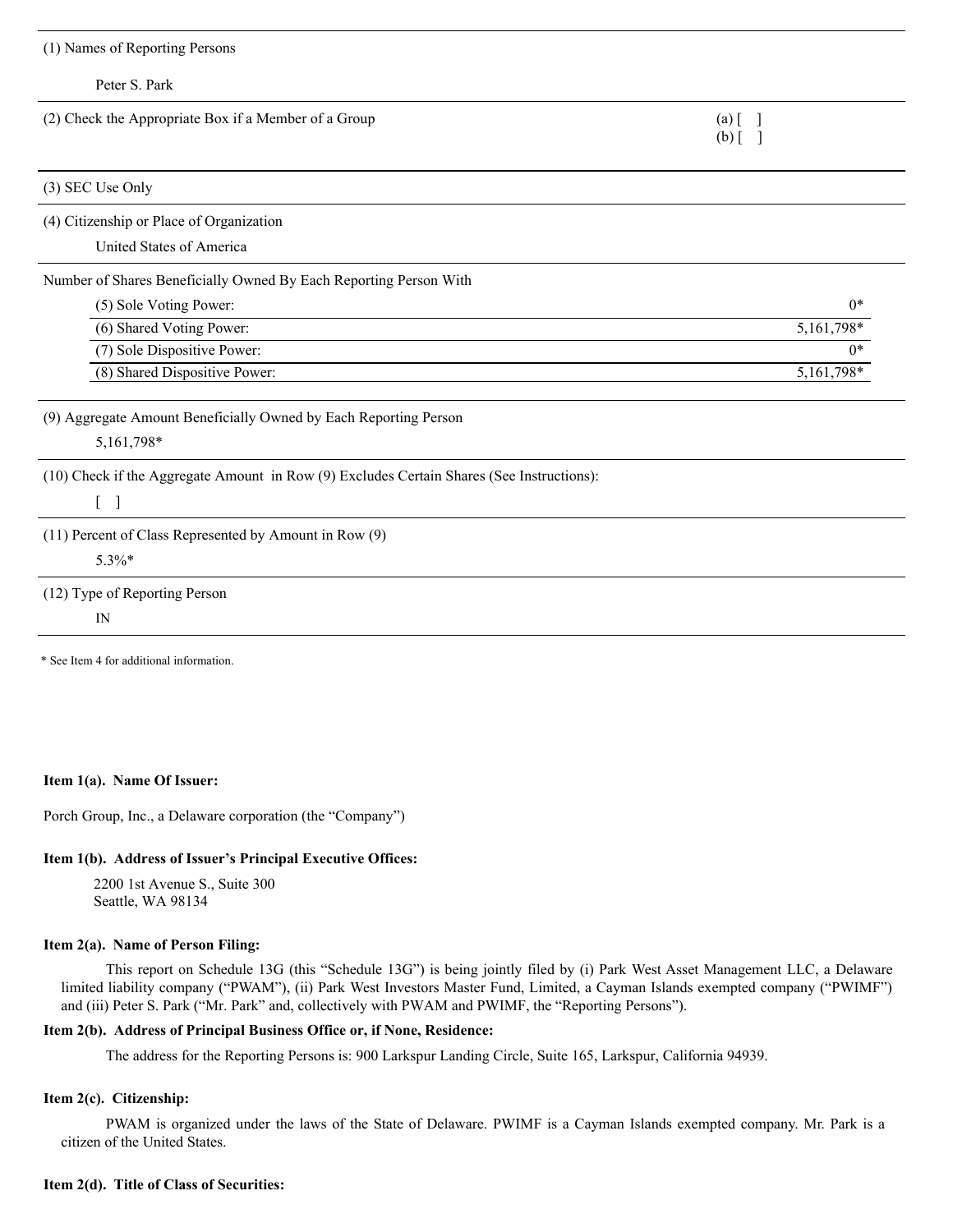| (1) Names of Reporting Persons | |
|---|---|
| Peter S. Park | |
| (2) Check the Appropriate Box if a Member of a Group | (a) [ ]<br>(b) [ ] |
| (3) SEC Use Only | |
| (4) Citizenship or Place of Organization | |
| United States of America | |
| Number of Shares Beneficially Owned By Each Reporting Person With | |
| (5) Sole Voting Power: | 0* |
| (6) Shared Voting Power: | 5,161,798* |
| (7) Sole Dispositive Power: | 0* |
| (8) Shared Dispositive Power: | 5,161,798* |
| (9) Aggregate Amount Beneficially Owned by Each Reporting Person | |
| 5,161,798* | |
| (10) Check if the Aggregate Amount in Row (9) Excludes Certain Shares (See Instructions): | |
| [ ] | |
| (11) Percent of Class Represented by Amount in Row (9) | |
| 5.3%* | |
| (12) Type of Reporting Person | |
| IN | |

\* See Item 4 for additional information.

**Item 1(a). Name Of Issuer:**

Porch Group, Inc., a Delaware corporation (the "Company")

**Item 1(b). Address of Issuer's Principal Executive Offices:**

2200 1st Avenue S., Suite 300
Seattle, WA 98134

**Item 2(a). Name of Person Filing:**

This report on Schedule 13G (this "Schedule 13G") is being jointly filed by (i) Park West Asset Management LLC, a Delaware limited liability company ("PWAM"), (ii) Park West Investors Master Fund, Limited, a Cayman Islands exempted company ("PWIMF") and (iii) Peter S. Park ("Mr. Park" and, collectively with PWAM and PWIMF, the "Reporting Persons").

**Item 2(b). Address of Principal Business Office or, if None, Residence:**

The address for the Reporting Persons is: 900 Larkspur Landing Circle, Suite 165, Larkspur, California 94939.

**Item 2(c). Citizenship:**

PWAM is organized under the laws of the State of Delaware. PWIMF is a Cayman Islands exempted company. Mr. Park is a citizen of the United States.

**Item 2(d). Title of Class of Securities:**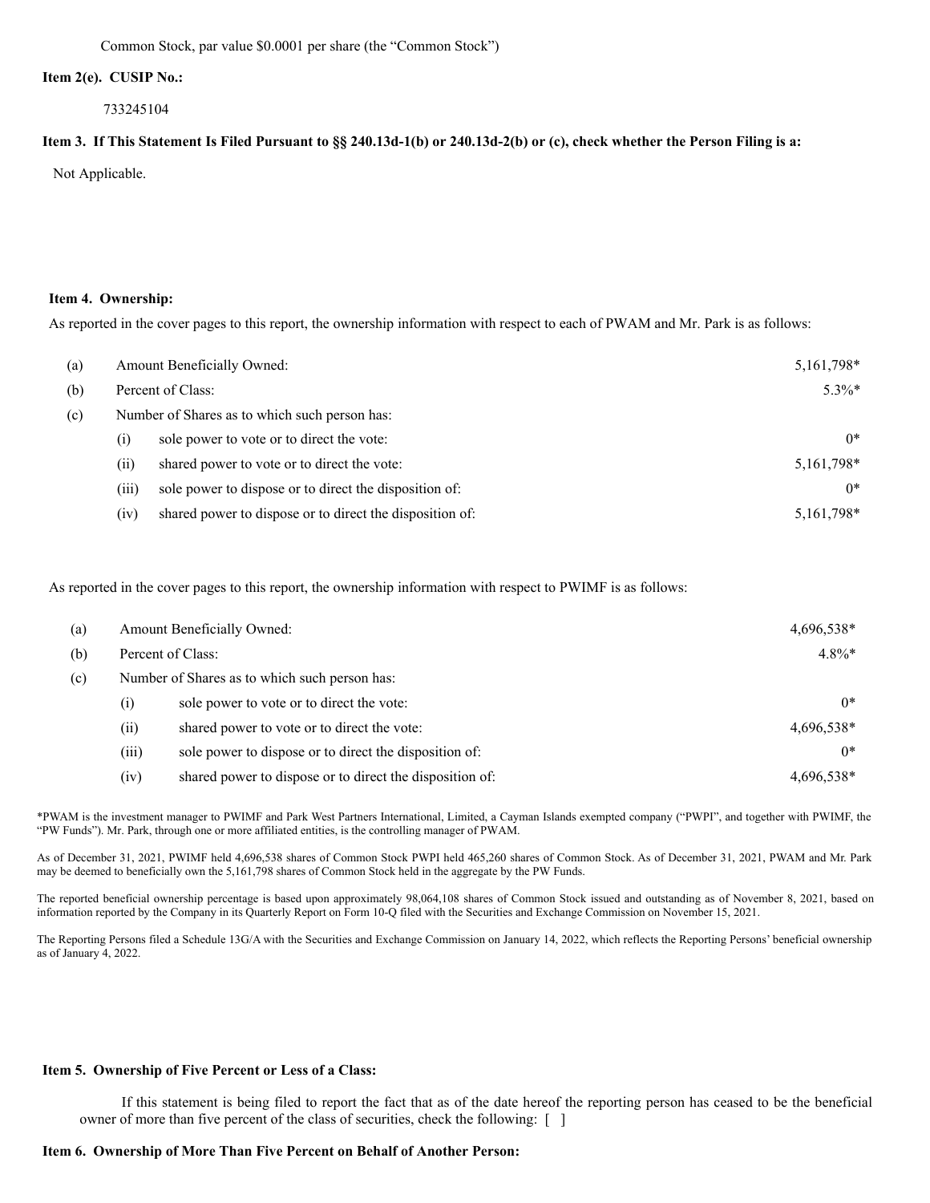Common Stock, par value $0.0001 per share (the "Common Stock")

**Item 2(e). CUSIP No.:**

733245104

**Item 3. If This Statement Is Filed Pursuant to §§ 240.13d-1(b) or 240.13d-2(b) or (c), check whether the Person Filing is a:**

Not Applicable.

**Item 4. Ownership:**

As reported in the cover pages to this report, the ownership information with respect to each of PWAM and Mr. Park is as follows:

| | | | |
|---|---|---|---|
| (a) | Amount Beneficially Owned: | | 5,161,798* |
| (b) | Percent of Class: | | 5.3%* |
| (c) | Number of Shares as to which such person has: | | |
| | (i) | sole power to vote or to direct the vote: | 0* |
| | (ii) | shared power to vote or to direct the vote: | 5,161,798* |
| | (iii) | sole power to dispose or to direct the disposition of: | 0* |
| | (iv) | shared power to dispose or to direct the disposition of: | 5,161,798* |

As reported in the cover pages to this report, the ownership information with respect to PWIMF is as follows:

| | | | |
|---|---|---|---|
| (a) | Amount Beneficially Owned: | | 4,696,538* |
| (b) | Percent of Class: | | 4.8%* |
| (c) | Number of Shares as to which such person has: | | |
| | (i) | sole power to vote or to direct the vote: | 0* |
| | (ii) | shared power to vote or to direct the vote: | 4,696,538* |
| | (iii) | sole power to dispose or to direct the disposition of: | 0* |
| | (iv) | shared power to dispose or to direct the disposition of: | 4,696,538* |

*PWAM is the investment manager to PWIMF and Park West Partners International, Limited, a Cayman Islands exempted company ("PWPI", and together with PWIMF, the "PW Funds"). Mr. Park, through one or more affiliated entities, is the controlling manager of PWAM.

As of December 31, 2021, PWIMF held 4,696,538 shares of Common Stock PWPI held 465,260 shares of Common Stock. As of December 31, 2021, PWAM and Mr. Park may be deemed to beneficially own the 5,161,798 shares of Common Stock held in the aggregate by the PW Funds.

The reported beneficial ownership percentage is based upon approximately 98,064,108 shares of Common Stock issued and outstanding as of November 8, 2021, based on information reported by the Company in its Quarterly Report on Form 10-Q filed with the Securities and Exchange Commission on November 15, 2021.

The Reporting Persons filed a Schedule 13G/A with the Securities and Exchange Commission on January 14, 2022, which reflects the Reporting Persons' beneficial ownership as of January 4, 2022.

**Item 5. Ownership of Five Percent or Less of a Class:**

If this statement is being filed to report the fact that as of the date hereof the reporting person has ceased to be the beneficial owner of more than five percent of the class of securities, check the following: [ ]

**Item 6. Ownership of More Than Five Percent on Behalf of Another Person:**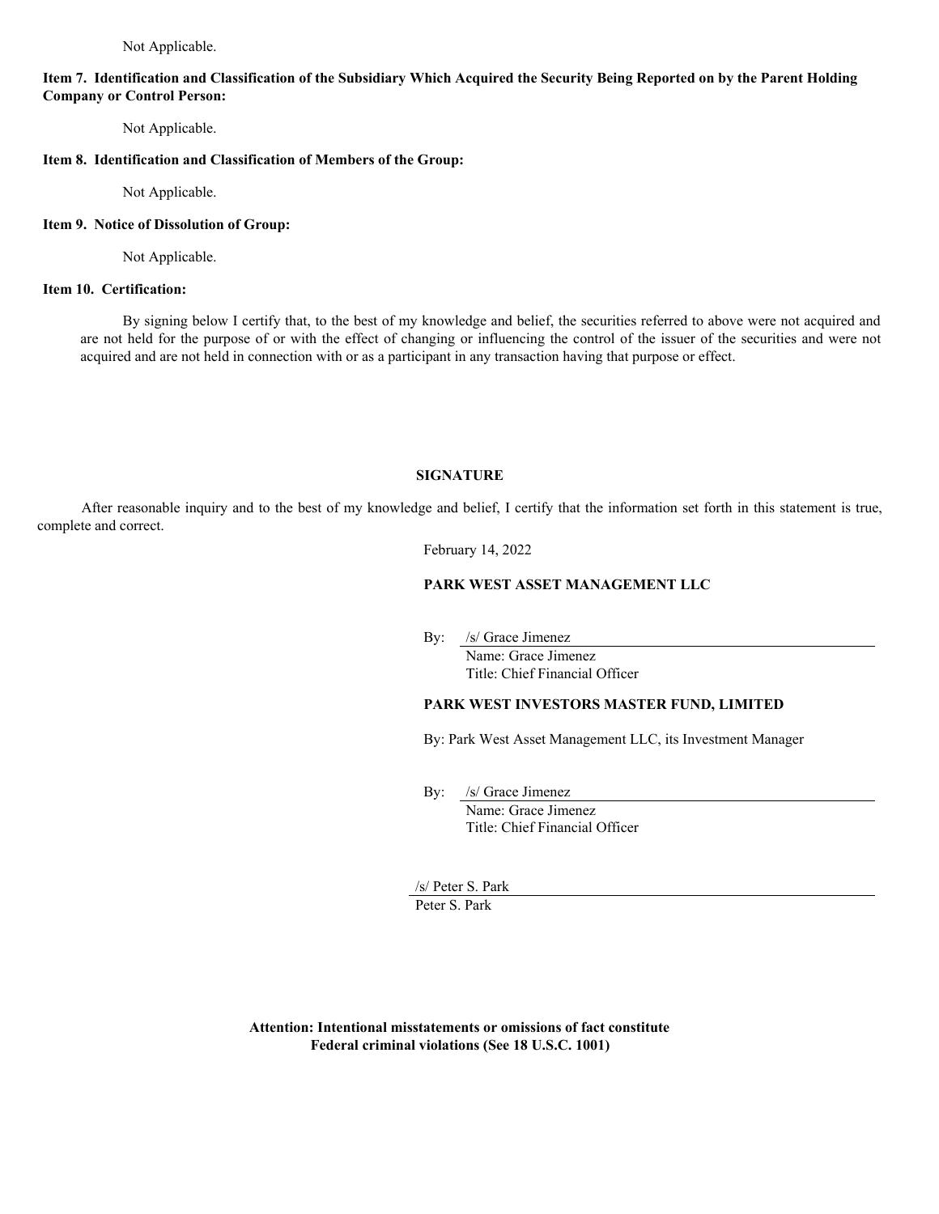Not Applicable.

**Item 7. Identification and Classification of the Subsidiary Which Acquired the Security Being Reported on by the Parent Holding Company or Control Person:**

Not Applicable.

**Item 8. Identification and Classification of Members of the Group:**

Not Applicable.

**Item 9. Notice of Dissolution of Group:**

Not Applicable.

**Item 10. Certification:**

By signing below I certify that, to the best of my knowledge and belief, the securities referred to above were not acquired and are not held for the purpose of or with the effect of changing or influencing the control of the issuer of the securities and were not acquired and are not held in connection with or as a participant in any transaction having that purpose or effect.

**SIGNATURE**

After reasonable inquiry and to the best of my knowledge and belief, I certify that the information set forth in this statement is true, complete and correct.

February 14, 2022

**PARK WEST ASSET MANAGEMENT LLC**

By: /s/ Grace Jimenez
Name: Grace Jimenez
Title: Chief Financial Officer

**PARK WEST INVESTORS MASTER FUND, LIMITED**

By: Park West Asset Management LLC, its Investment Manager

By: /s/ Grace Jimenez
Name: Grace Jimenez
Title: Chief Financial Officer

/s/ Peter S. Park
Peter S. Park

**Attention: Intentional misstatements or omissions of fact constitute Federal criminal violations (See 18 U.S.C. 1001)**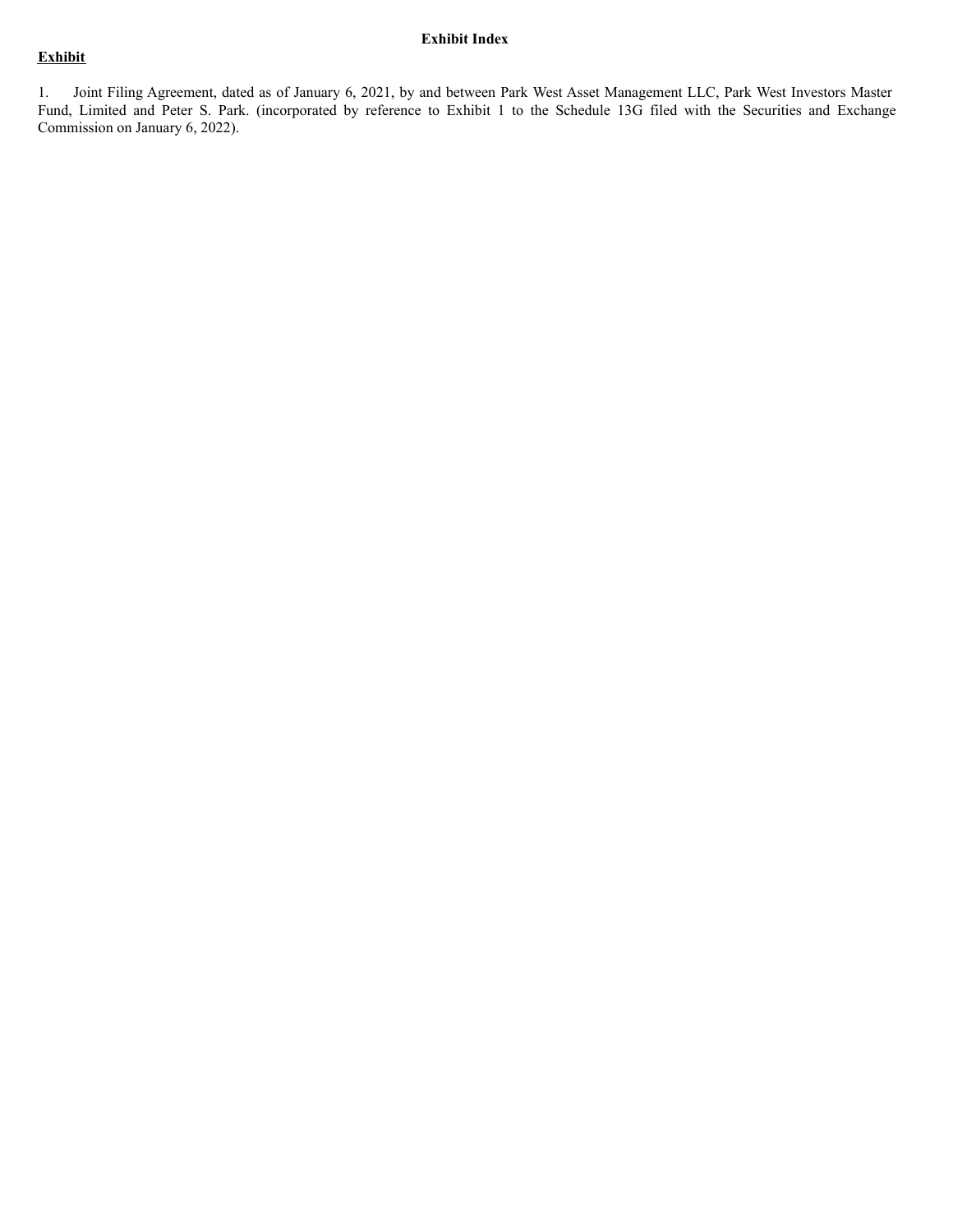**Exhibit Index**

**Exhibit**

1. Joint Filing Agreement, dated as of January 6, 2021, by and between Park West Asset Management LLC, Park West Investors Master Fund, Limited and Peter S. Park. (incorporated by reference to Exhibit 1 to the Schedule 13G filed with the Securities and Exchange Commission on January 6, 2022).